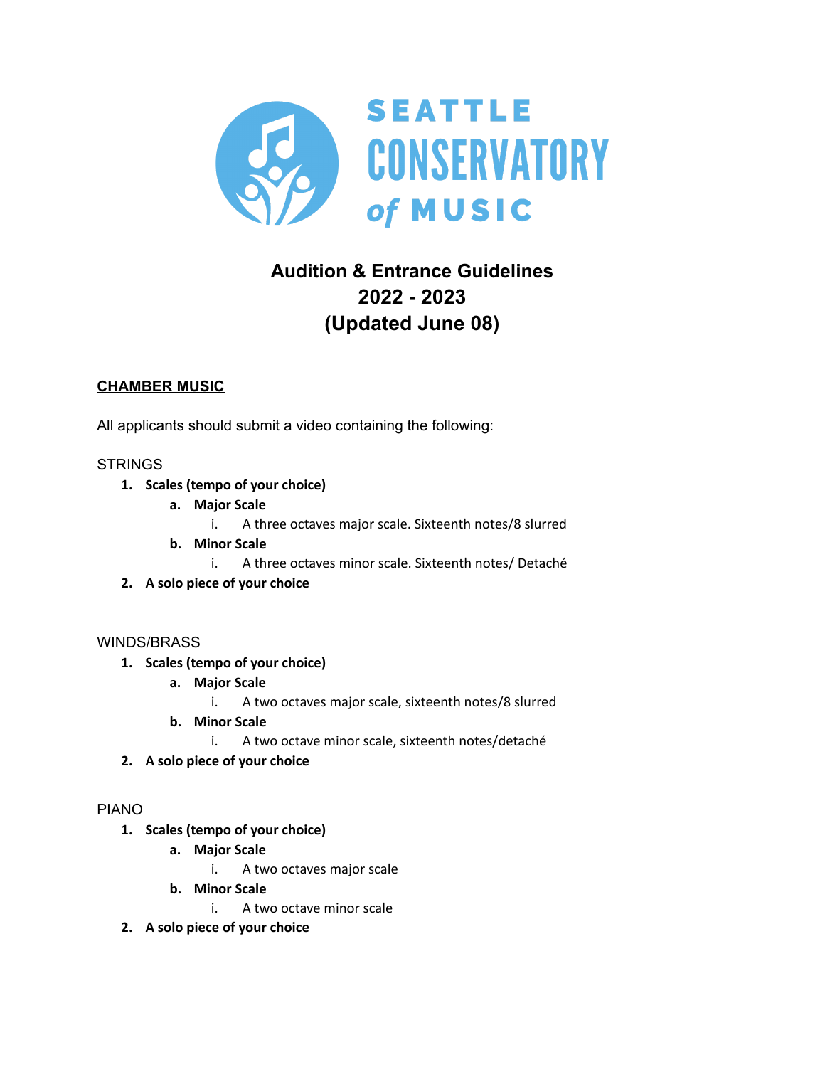SEATTLE CONSERVATORY of MUSIC

# Audition & Entrance Guidelines
# 2022 - 2023
# (Updated June 08)

## CHAMBER MUSIC

All applicants should submit a video containing the following:

STRINGS

1. **Scales (tempo of your choice)**
   a. **Major Scale**
      i. A three octaves major scale. Sixteenth notes/8 slurred
   b. **Minor Scale**
      i. A three octaves minor scale. Sixteenth notes/ Detaché
2. **A solo piece of your choice**

WINDS/BRASS

1. **Scales (tempo of your choice)**
   a. **Major Scale**
      i. A two octaves major scale, sixteenth notes/8 slurred
   b. **Minor Scale**
      i. A two octave minor scale, sixteenth notes/detaché
2. **A solo piece of your choice**

PIANO

1. **Scales (tempo of your choice)**
   a. **Major Scale**
      i. A two octaves major scale
   b. **Minor Scale**
      i. A two octave minor scale
2. **A solo piece of your choice**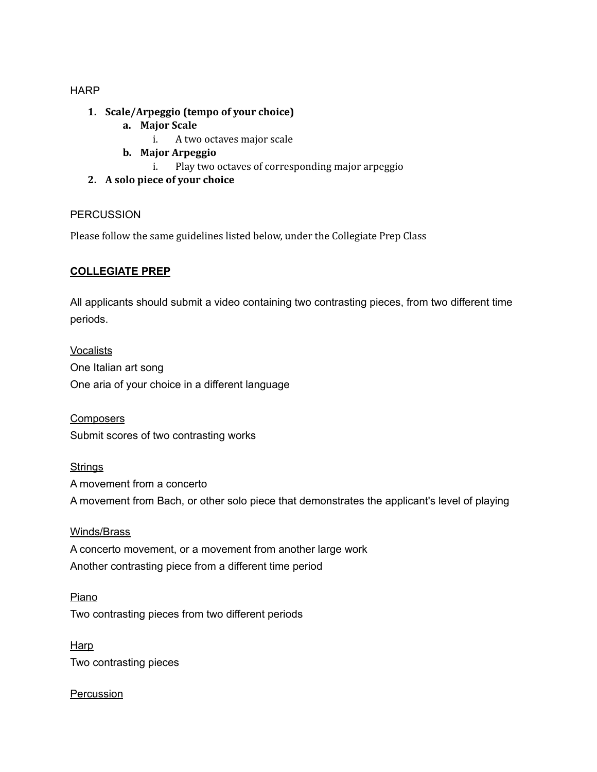HARP

1. **Scale/Arpeggio (tempo of your choice)**
    a. **Major Scale**
        i. A two octaves major scale
    b. **Major Arpeggio**
        i. Play two octaves of corresponding major arpeggio
2. **A solo piece of your choice**

PERCUSSION

Please follow the same guidelines listed below, under the Collegiate Prep Class

## <u>COLLEGIATE PREP</u>

All applicants should submit a video containing two contrasting pieces, from two different time periods.

<u>Vocalists</u>
One Italian art song
One aria of your choice in a different language

<u>Composers</u>
Submit scores of two contrasting works

<u>Strings</u>
A movement from a concerto
A movement from Bach, or other solo piece that demonstrates the applicant's level of playing

<u>Winds/Brass</u>
A concerto movement, or a movement from another large work
Another contrasting piece from a different time period

<u>Piano</u>
Two contrasting pieces from two different periods

<u>Harp</u>
Two contrasting pieces

<u>Percussion</u>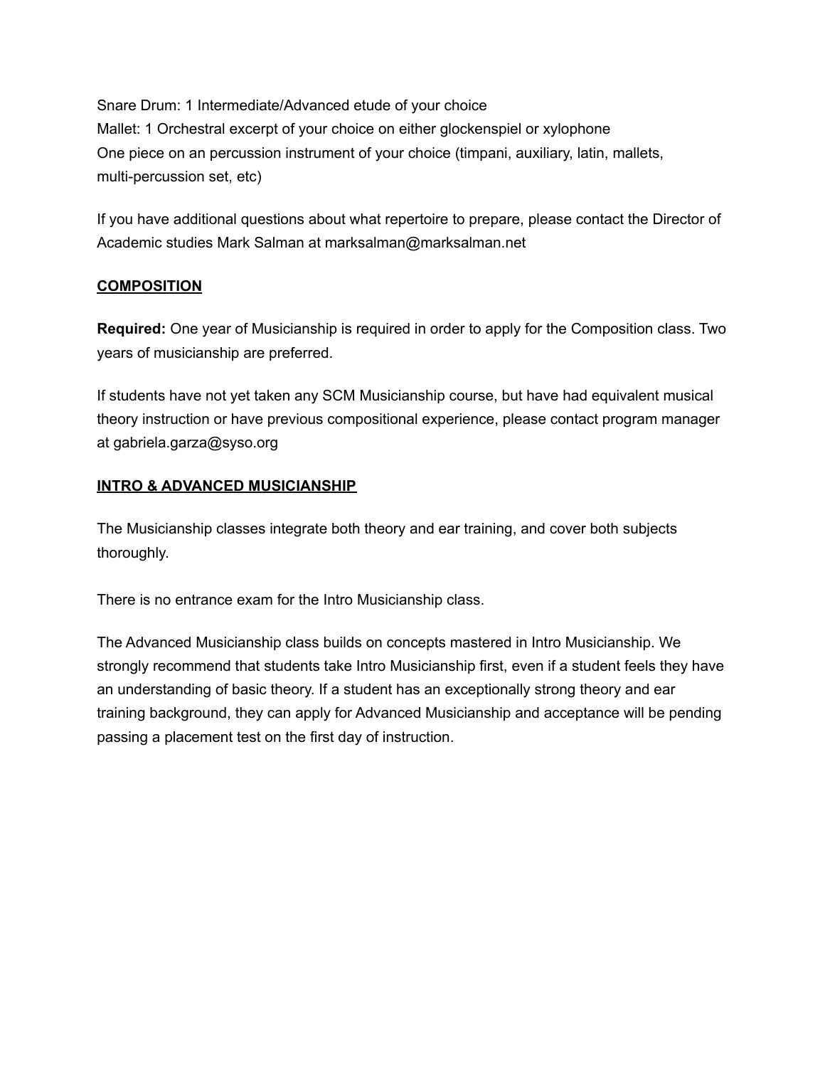Snare Drum: 1 Intermediate/Advanced etude of your choice
Mallet: 1 Orchestral excerpt of your choice on either glockenspiel or xylophone
One piece on an percussion instrument of your choice (timpani, auxiliary, latin, mallets, multi-percussion set, etc)

If you have additional questions about what repertoire to prepare, please contact the Director of Academic studies Mark Salman at marksalman@marksalman.net

**COMPOSITION**

**Required:** One year of Musicianship is required in order to apply for the Composition class. Two years of musicianship are preferred.

If students have not yet taken any SCM Musicianship course, but have had equivalent musical theory instruction or have previous compositional experience, please contact program manager at gabriela.garza@syso.org

**INTRO & ADVANCED MUSICIANSHIP**

The Musicianship classes integrate both theory and ear training, and cover both subjects thoroughly.

There is no entrance exam for the Intro Musicianship class.

The Advanced Musicianship class builds on concepts mastered in Intro Musicianship. We strongly recommend that students take Intro Musicianship first, even if a student feels they have an understanding of basic theory. If a student has an exceptionally strong theory and ear training background, they can apply for Advanced Musicianship and acceptance will be pending passing a placement test on the first day of instruction.